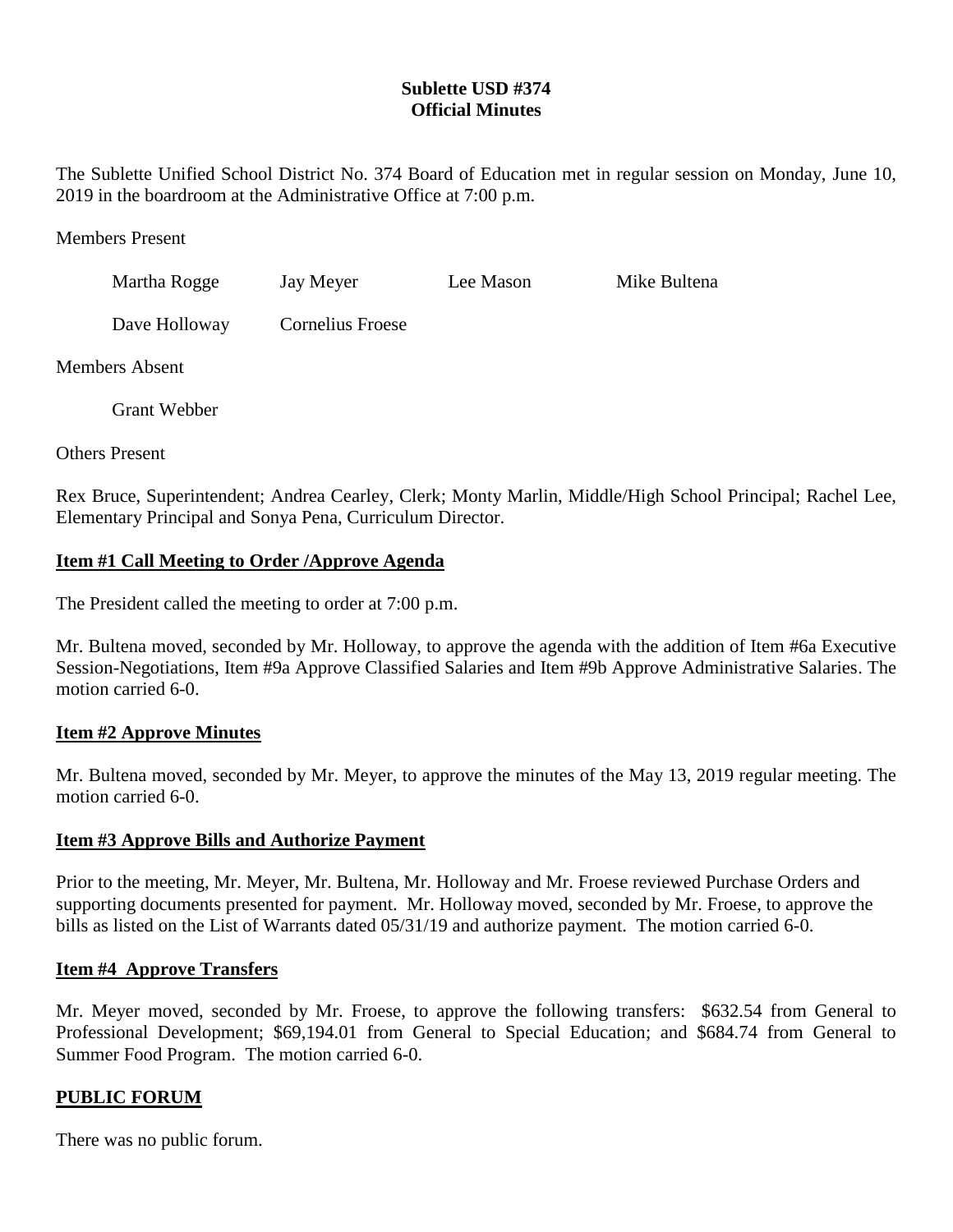**Sublette USD #374**
**Official Minutes**

The Sublette Unified School District No. 374 Board of Education met in regular session on Monday, June 10, 2019 in the boardroom at the Administrative Office at 7:00 p.m.

Members Present

| | | | |
|---|---|---|---|
| Martha Rogge | Jay Meyer | Lee Mason | Mike Bultena |
| Dave Holloway | Cornelius Froese | | |

Members Absent

Grant Webber

Others Present

Rex Bruce, Superintendent; Andrea Cearley, Clerk; Monty Marlin, Middle/High School Principal; Rachel Lee, Elementary Principal and Sonya Pena, Curriculum Director.

**Item #1 Call Meeting to Order /Approve Agenda**

The President called the meeting to order at 7:00 p.m.

Mr. Bultena moved, seconded by Mr. Holloway, to approve the agenda with the addition of Item #6a Executive Session-Negotiations, Item #9a Approve Classified Salaries and Item #9b Approve Administrative Salaries. The motion carried 6-0.

**Item #2 Approve Minutes**

Mr. Bultena moved, seconded by Mr. Meyer, to approve the minutes of the May 13, 2019 regular meeting. The motion carried 6-0.

**Item #3 Approve Bills and Authorize Payment**

Prior to the meeting, Mr. Meyer, Mr. Bultena, Mr. Holloway and Mr. Froese reviewed Purchase Orders and supporting documents presented for payment. Mr. Holloway moved, seconded by Mr. Froese, to approve the bills as listed on the List of Warrants dated 05/31/19 and authorize payment. The motion carried 6-0.

**Item #4 Approve Transfers**

Mr. Meyer moved, seconded by Mr. Froese, to approve the following transfers: $632.54 from General to Professional Development; $69,194.01 from General to Special Education; and $684.74 from General to Summer Food Program. The motion carried 6-0.

**PUBLIC FORUM**

There was no public forum.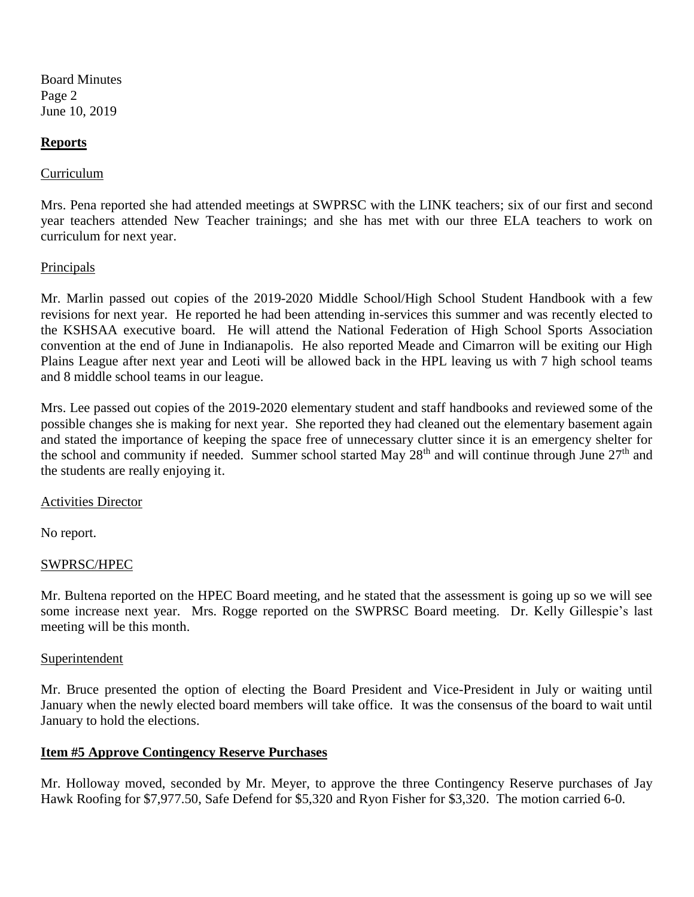## Reports

### Curriculum

Mrs. Pena reported she had attended meetings at SWPRSC with the LINK teachers; six of our first and second year teachers attended New Teacher trainings; and she has met with our three ELA teachers to work on curriculum for next year.

### Principals

Mr. Marlin passed out copies of the 2019-2020 Middle School/High School Student Handbook with a few revisions for next year. He reported he had been attending in-services this summer and was recently elected to the KSHSAA executive board. He will attend the National Federation of High School Sports Association convention at the end of June in Indianapolis. He also reported Meade and Cimarron will be exiting our High Plains League after next year and Leoti will be allowed back in the HPL leaving us with 7 high school teams and 8 middle school teams in our league.

Mrs. Lee passed out copies of the 2019-2020 elementary student and staff handbooks and reviewed some of the possible changes she is making for next year. She reported they had cleaned out the elementary basement again and stated the importance of keeping the space free of unnecessary clutter since it is an emergency shelter for the school and community if needed. Summer school started May 28th and will continue through June 27th and the students are really enjoying it.

### Activities Director

No report.

### SWPRSC/HPEC

Mr. Bultena reported on the HPEC Board meeting, and he stated that the assessment is going up so we will see some increase next year. Mrs. Rogge reported on the SWPRSC Board meeting. Dr. Kelly Gillespie's last meeting will be this month.

### Superintendent

Mr. Bruce presented the option of electing the Board President and Vice-President in July or waiting until January when the newly elected board members will take office. It was the consensus of the board to wait until January to hold the elections.

## Item #5 Approve Contingency Reserve Purchases

Mr. Holloway moved, seconded by Mr. Meyer, to approve the three Contingency Reserve purchases of Jay Hawk Roofing for $7,977.50, Safe Defend for $5,320 and Ryon Fisher for $3,320. The motion carried 6-0.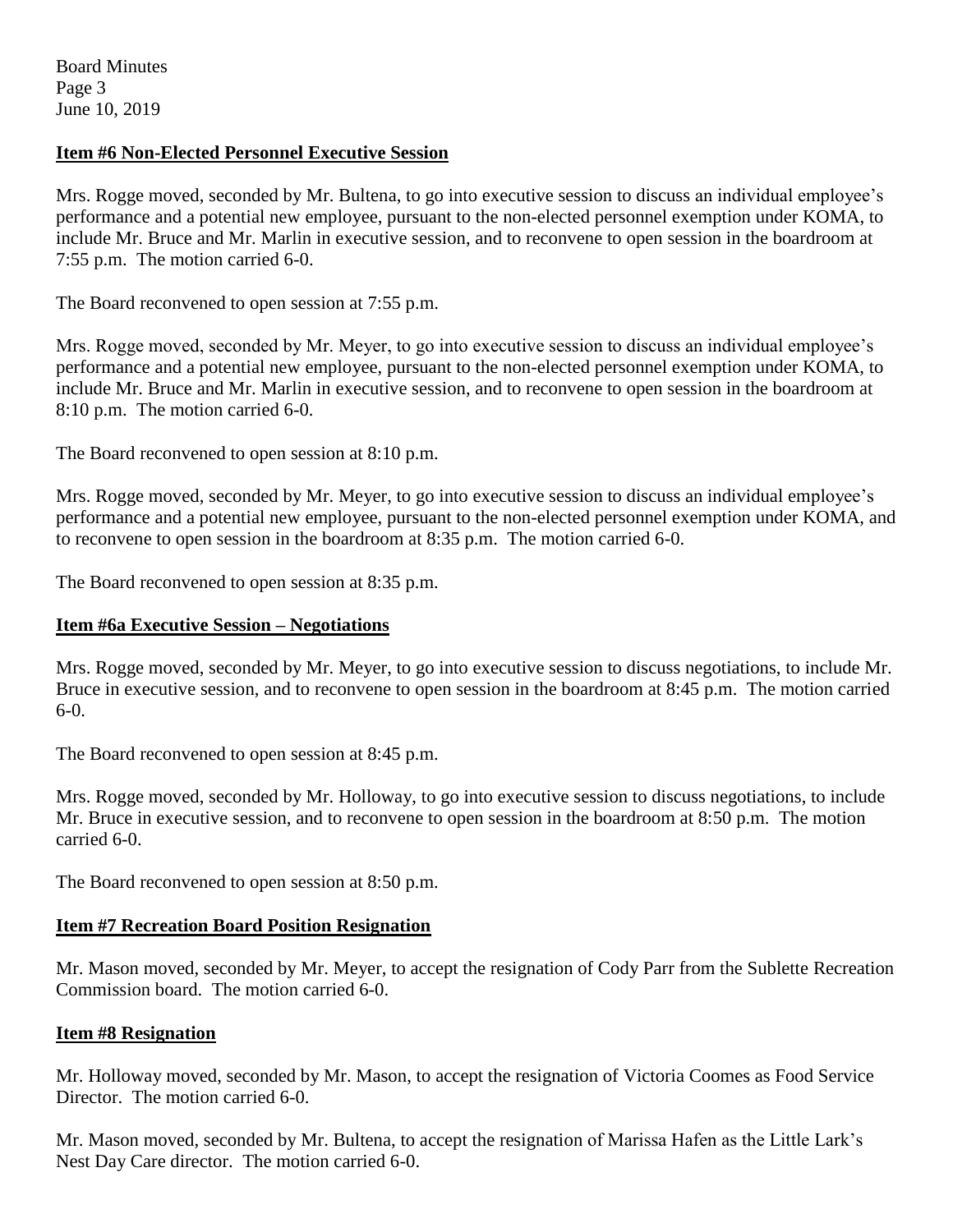### **Item #6 Non-Elected Personnel Executive Session**

Mrs. Rogge moved, seconded by Mr. Bultena, to go into executive session to discuss an individual employee's performance and a potential new employee, pursuant to the non-elected personnel exemption under KOMA, to include Mr. Bruce and Mr. Marlin in executive session, and to reconvene to open session in the boardroom at 7:55 p.m. The motion carried 6-0.

The Board reconvened to open session at 7:55 p.m.

Mrs. Rogge moved, seconded by Mr. Meyer, to go into executive session to discuss an individual employee's performance and a potential new employee, pursuant to the non-elected personnel exemption under KOMA, to include Mr. Bruce and Mr. Marlin in executive session, and to reconvene to open session in the boardroom at 8:10 p.m. The motion carried 6-0.

The Board reconvened to open session at 8:10 p.m.

Mrs. Rogge moved, seconded by Mr. Meyer, to go into executive session to discuss an individual employee's performance and a potential new employee, pursuant to the non-elected personnel exemption under KOMA, and to reconvene to open session in the boardroom at 8:35 p.m. The motion carried 6-0.

The Board reconvened to open session at 8:35 p.m.

### **Item #6a Executive Session – Negotiations**

Mrs. Rogge moved, seconded by Mr. Meyer, to go into executive session to discuss negotiations, to include Mr. Bruce in executive session, and to reconvene to open session in the boardroom at 8:45 p.m. The motion carried 6-0.

The Board reconvened to open session at 8:45 p.m.

Mrs. Rogge moved, seconded by Mr. Holloway, to go into executive session to discuss negotiations, to include Mr. Bruce in executive session, and to reconvene to open session in the boardroom at 8:50 p.m. The motion carried 6-0.

The Board reconvened to open session at 8:50 p.m.

### **Item #7 Recreation Board Position Resignation**

Mr. Mason moved, seconded by Mr. Meyer, to accept the resignation of Cody Parr from the Sublette Recreation Commission board. The motion carried 6-0.

### **Item #8 Resignation**

Mr. Holloway moved, seconded by Mr. Mason, to accept the resignation of Victoria Coomes as Food Service Director. The motion carried 6-0.

Mr. Mason moved, seconded by Mr. Bultena, to accept the resignation of Marissa Hafen as the Little Lark's Nest Day Care director. The motion carried 6-0.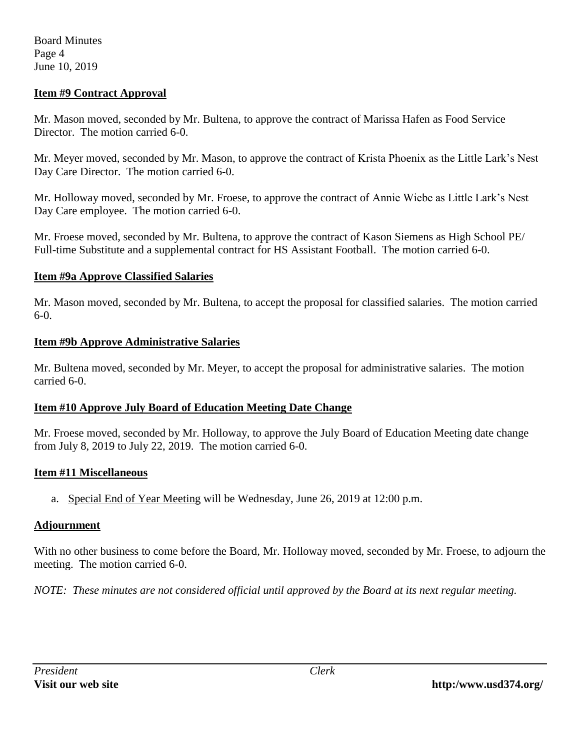**Item #9 Contract Approval**

Mr. Mason moved, seconded by Mr. Bultena, to approve the contract of Marissa Hafen as Food Service Director. The motion carried 6-0.

Mr. Meyer moved, seconded by Mr. Mason, to approve the contract of Krista Phoenix as the Little Lark's Nest Day Care Director. The motion carried 6-0.

Mr. Holloway moved, seconded by Mr. Froese, to approve the contract of Annie Wiebe as Little Lark's Nest Day Care employee. The motion carried 6-0.

Mr. Froese moved, seconded by Mr. Bultena, to approve the contract of Kason Siemens as High School PE/ Full-time Substitute and a supplemental contract for HS Assistant Football. The motion carried 6-0.

**Item #9a Approve Classified Salaries**

Mr. Mason moved, seconded by Mr. Bultena, to accept the proposal for classified salaries. The motion carried 6-0.

**Item #9b Approve Administrative Salaries**

Mr. Bultena moved, seconded by Mr. Meyer, to accept the proposal for administrative salaries. The motion carried 6-0.

**Item #10 Approve July Board of Education Meeting Date Change**

Mr. Froese moved, seconded by Mr. Holloway, to approve the July Board of Education Meeting date change from July 8, 2019 to July 22, 2019. The motion carried 6-0.

**Item #11 Miscellaneous**

a. Special End of Year Meeting will be Wednesday, June 26, 2019 at 12:00 p.m.

**Adjournment**

With no other business to come before the Board, Mr. Holloway moved, seconded by Mr. Froese, to adjourn the meeting. The motion carried 6-0.

*NOTE: These minutes are not considered official until approved by the Board at its next regular meeting.*

*President* *Clerk*

**Visit our web site** **http:/www.usd374.org/**